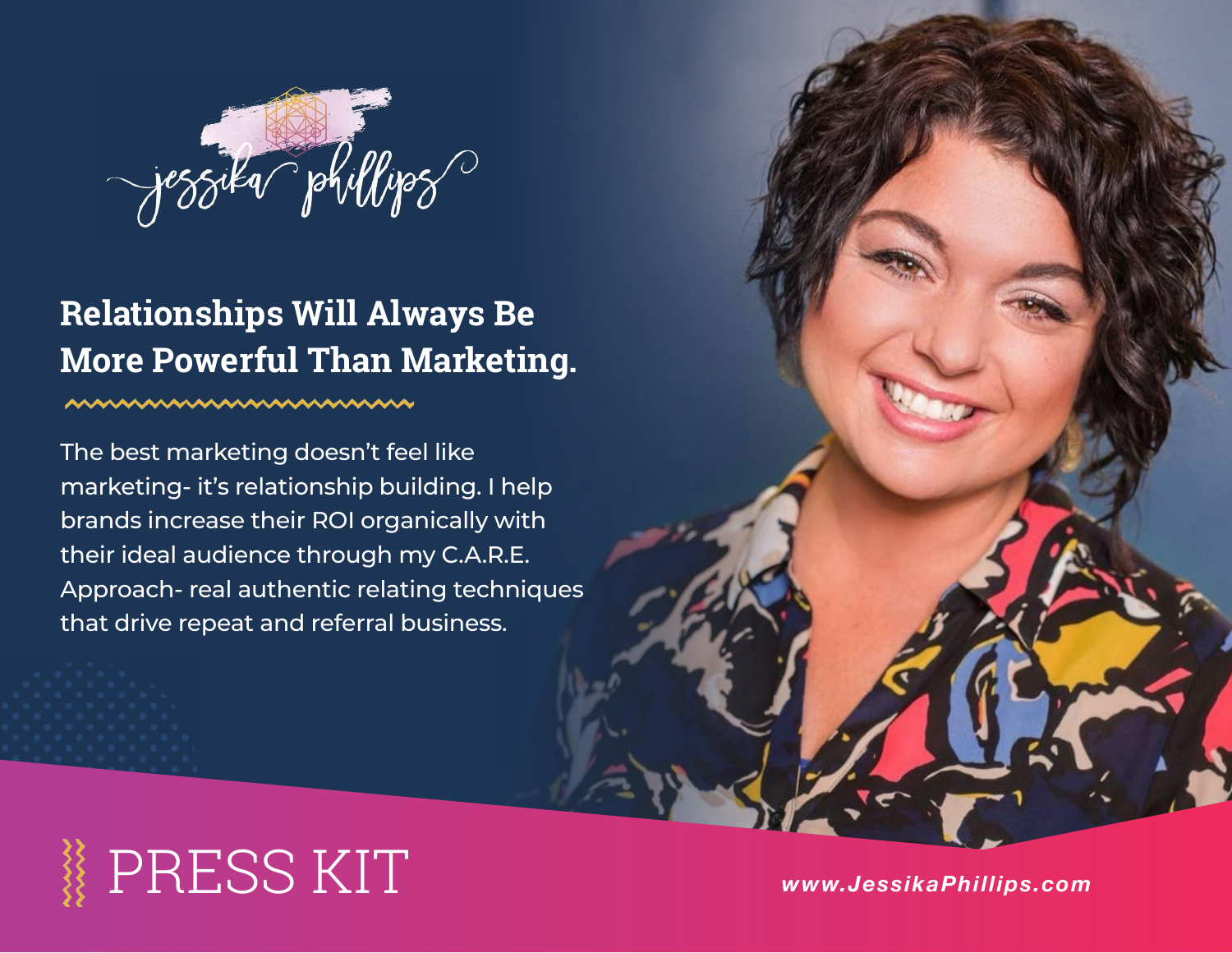jessika phillips

## Relationships Will Always Be More Powerful Than Marketing.

The best marketing doesn't feel like marketing- it's relationship building. I help brands increase their ROI organically with their ideal audience through my C.A.R.E. Approach- real authentic relating techniques that drive repeat and referral business.

# PRESS KIT

***www.JessikaPhillips.com***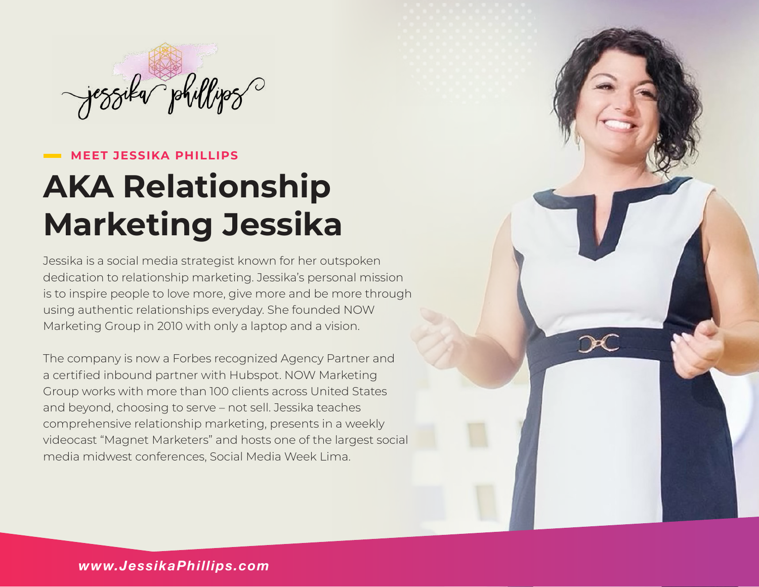jessika phillips

MEET JESSIKA PHILLIPS

# AKA Relationship Marketing Jessika

Jessika is a social media strategist known for her outspoken dedication to relationship marketing. Jessika's personal mission is to inspire people to love more, give more and be more through using authentic relationships everyday. She founded NOW Marketing Group in 2010 with only a laptop and a vision.

The company is now a Forbes recognized Agency Partner and a certified inbound partner with Hubspot. NOW Marketing Group works with more than 100 clients across United States and beyond, choosing to serve – not sell. Jessika teaches comprehensive relationship marketing, presents in a weekly videocast "Magnet Marketers" and hosts one of the largest social media midwest conferences, Social Media Week Lima.

*www.JessikaPhillips.com*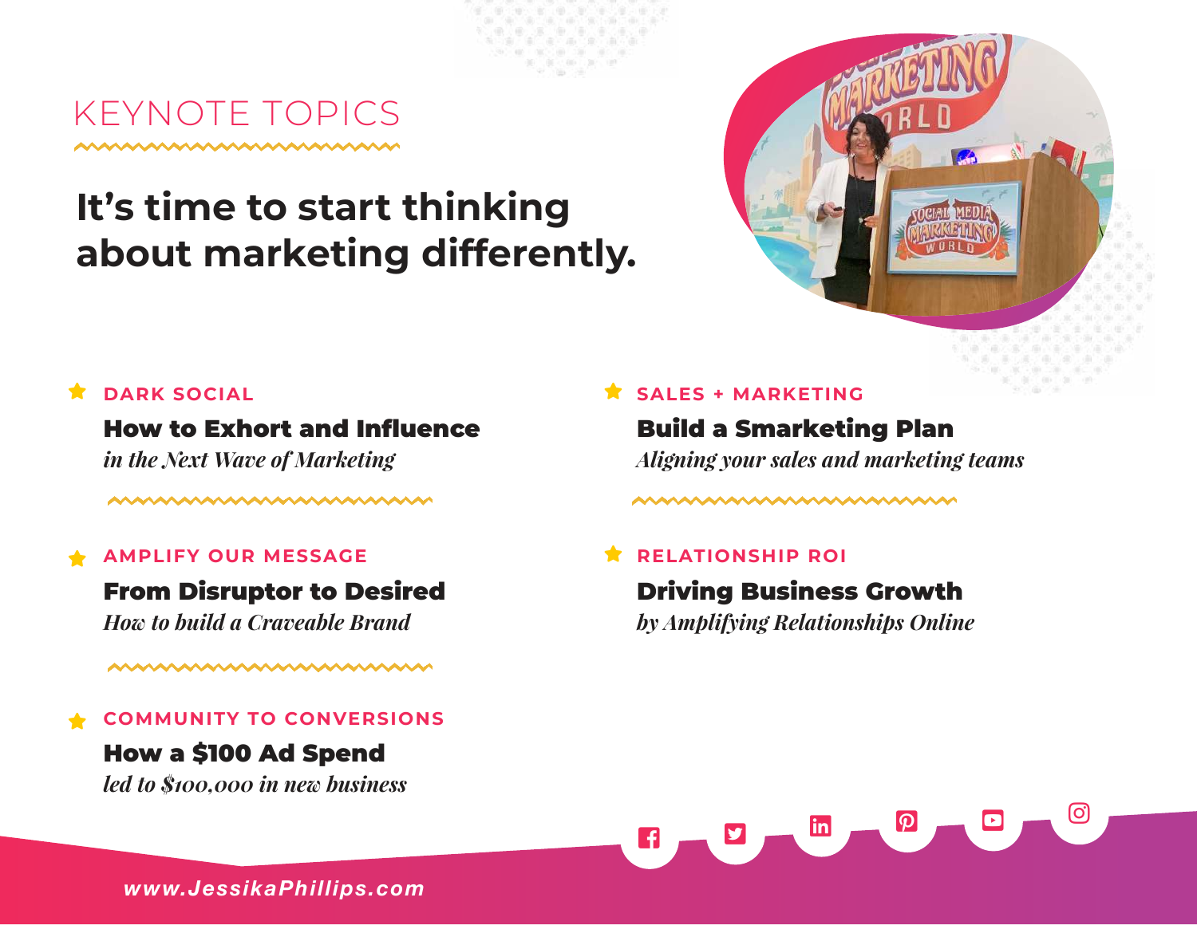# KEYNOTE TOPICS

## It's time to start thinking about marketing differently.

### DARK SOCIAL

**How to Exhort and Influence**
*in the Next Wave of Marketing*

### AMPLIFY OUR MESSAGE

**From Disruptor to Desired**
*How to build a Craveable Brand*

### COMMUNITY TO CONVERSIONS

**How a $100 Ad Spend**
*led to $100,000 in new business*

### SALES + MARKETING

**Build a Smarketing Plan**
*Aligning your sales and marketing teams*

### RELATIONSHIP ROI

**Driving Business Growth**
*by Amplifying Relationships Online*

www.JessikaPhillips.com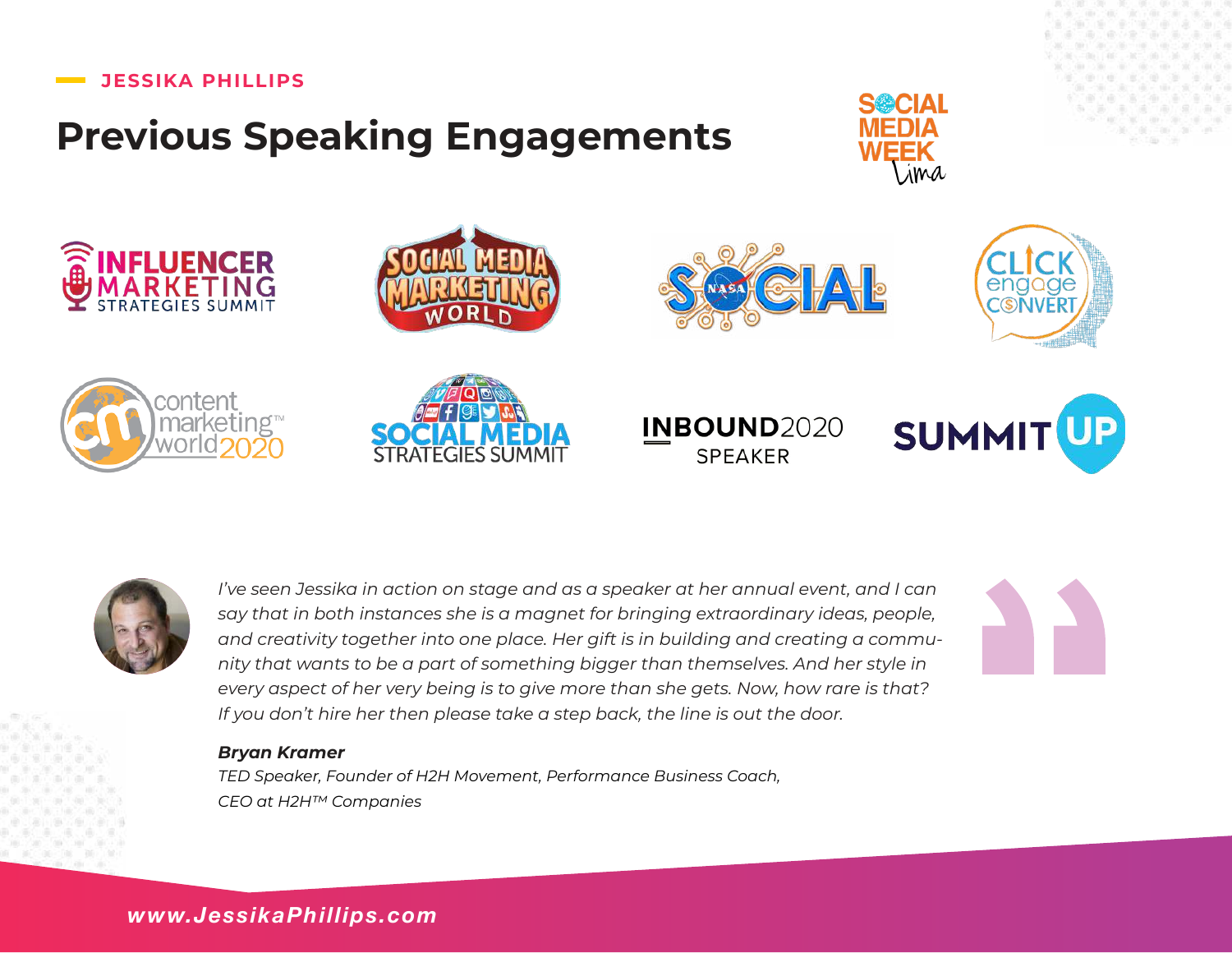JESSIKA PHILLIPS

# Previous Speaking Engagements

SOCIAL MEDIA WEEK Lima

INFLUENCER MARKETING STRATEGIES SUMMIT

SOCIAL MEDIA MARKETING WORLD

SOCIAL

CLICK engage CONVERT

content marketing world 2020

SOCIAL MEDIA STRATEGIES SUMMIT

INBOUND2020 SPEAKER

SUMMIT UP

*I've seen Jessika in action on stage and as a speaker at her annual event, and I can say that in both instances she is a magnet for bringing extraordinary ideas, people, and creativity together into one place. Her gift is in building and creating a community that wants to be a part of something bigger than themselves. And her style in every aspect of her very being is to give more than she gets. Now, how rare is that? If you don't hire her then please take a step back, the line is out the door.*

***Bryan Kramer***
*TED Speaker, Founder of H2H Movement, Performance Business Coach, CEO at H2H™ Companies*

www.JessikaPhillips.com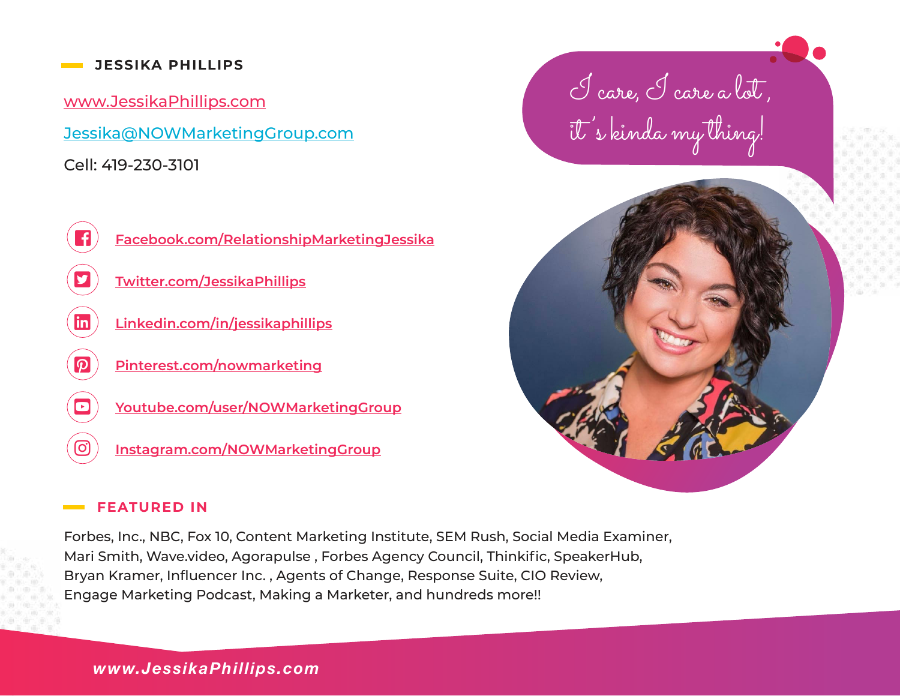## JESSIKA PHILLIPS

www.JessikaPhillips.com

Jessika@NOWMarketingGroup.com

Cell: 419-230-3101

I care, I care a lot, it's kinda my thing!

- Facebook.com/RelationshipMarketingJessika
- Twitter.com/JessikaPhillips
- Linkedin.com/in/jessikaphillips
- Pinterest.com/nowmarketing
- Youtube.com/user/NOWMarketingGroup
- Instagram.com/NOWMarketingGroup

## FEATURED IN

Forbes, Inc., NBC, Fox 10, Content Marketing Institute, SEM Rush, Social Media Examiner, Mari Smith, Wave.video, Agorapulse , Forbes Agency Council, Thinkific, SpeakerHub, Bryan Kramer, Influencer Inc. , Agents of Change, Response Suite, CIO Review, Engage Marketing Podcast, Making a Marketer, and hundreds more!!

*www.JessikaPhillips.com*